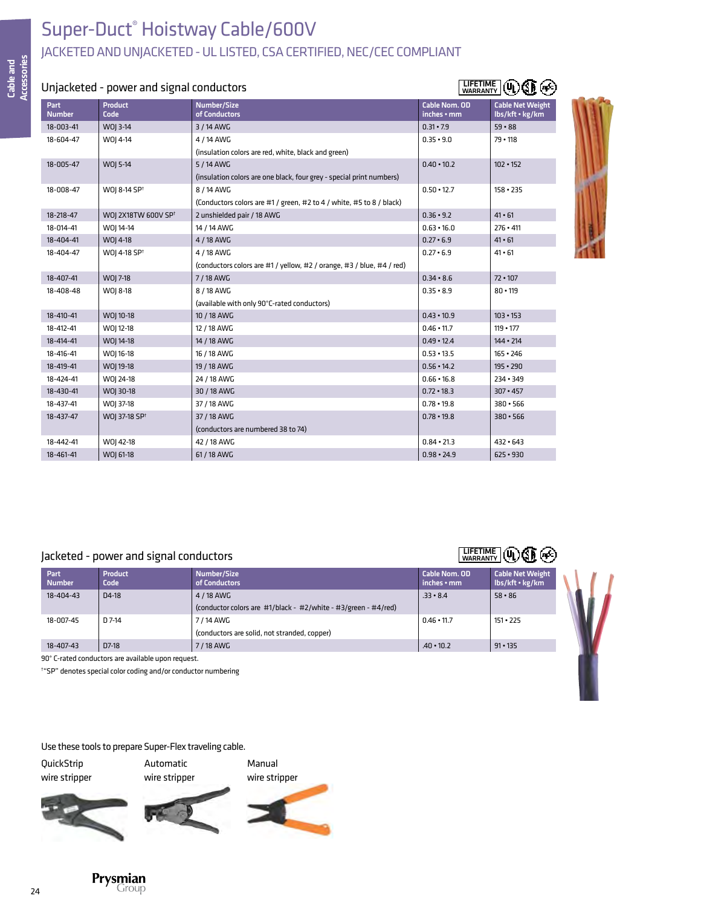# Super-Duct® Hoistway Cable/600V

## JACKETED AND UNJACKETED - UL LISTED, CSA CERTIFIED, NEC/CEC COMPLIANT

### Unjacketed - power and signal conductors

LIFETIME WARRANTY

| Part Number | Product Code | Number/Size of Conductors | Cable Nom. OD inches • mm | Cable Net Weight lbs/kft • kg/km |
|---|---|---|---|---|
| 18-003-41 | WOJ 3-14 | 3 / 14 AWG | 0.31 • 7.9 | 59 • 88 |
| 18-604-47 | WOJ 4-14 | 4 / 14 AWG (insulation colors are red, white, black and green) | 0.35 • 9.0 | 79 • 118 |
| 18-005-47 | WOJ 5-14 | 5 / 14 AWG (insulation colors are one black, four grey - special print numbers) | 0.40 • 10.2 | 102 • 152 |
| 18-008-47 | WOJ 8-14 SP† | 8 / 14 AWG (Conductors colors are #1 / green, #2 to 4 / white, #5 to 8 / black) | 0.50 • 12.7 | 158 • 235 |
| 18-218-47 | WOJ 2X18TW 600V SP† | 2 unshielded pair / 18 AWG | 0.36 • 9.2 | 41 • 61 |
| 18-014-41 | WOJ 14-14 | 14 / 14 AWG | 0.63 • 16.0 | 276 • 411 |
| 18-404-41 | WOJ 4-18 | 4 / 18 AWG | 0.27 • 6.9 | 41 • 61 |
| 18-404-47 | WOJ 4-18 SP† | 4 / 18 AWG (conductors colors are #1 / yellow, #2 / orange, #3 / blue, #4 / red) | 0.27 • 6.9 | 41 • 61 |
| 18-407-41 | WOJ 7-18 | 7 / 18 AWG | 0.34 • 8.6 | 72 • 107 |
| 18-408-48 | WOJ 8-18 | 8 / 18 AWG (available with only 90°C-rated conductors) | 0.35 • 8.9 | 80 • 119 |
| 18-410-41 | WOJ 10-18 | 10 / 18 AWG | 0.43 • 10.9 | 103 • 153 |
| 18-412-41 | WOJ 12-18 | 12 / 18 AWG | 0.46 • 11.7 | 119 • 177 |
| 18-414-41 | WOJ 14-18 | 14 / 18 AWG | 0.49 • 12.4 | 144 • 214 |
| 18-416-41 | WOJ 16-18 | 16 / 18 AWG | 0.53 • 13.5 | 165 • 246 |
| 18-419-41 | WOJ 19-18 | 19 / 18 AWG | 0.56 • 14.2 | 195 • 290 |
| 18-424-41 | WOJ 24-18 | 24 / 18 AWG | 0.66 • 16.8 | 234 • 349 |
| 18-430-41 | WOJ 30-18 | 30 / 18 AWG | 0.72 • 18.3 | 307 • 457 |
| 18-437-41 | WOJ 37-18 | 37 / 18 AWG | 0.78 • 19.8 | 380 • 566 |
| 18-437-47 | WOJ 37-18 SP† | 37 / 18 AWG (conductors are numbered 38 to 74) | 0.78 • 19.8 | 380 • 566 |
| 18-442-41 | WOJ 42-18 | 42 / 18 AWG | 0.84 • 21.3 | 432 • 643 |
| 18-461-41 | WOJ 61-18 | 61 / 18 AWG | 0.98 • 24.9 | 625 • 930 |

### Jacketed - power and signal conductors

LIFETIME WARRANTY

| Part Number | Product Code | Number/Size of Conductors | Cable Nom. OD inches • mm | Cable Net Weight lbs/kft • kg/km |
|---|---|---|---|---|
| 18-404-43 | D4-18 | 4 / 18 AWG (conductor colors are #1/black - #2/white - #3/green - #4/red) | .33 • 8.4 | 58 • 86 |
| 18-007-45 | D 7-14 | 7 / 14 AWG (conductors are solid, not stranded, copper) | 0.46 • 11.7 | 151 • 225 |
| 18-407-43 | D7-18 | 7 / 18 AWG | .40 • 10.2 | 91 • 135 |

90° C-rated conductors are available upon request.

† "SP" denotes special color coding and/or conductor numbering

Use these tools to prepare Super-Flex traveling cable.

QuickStrip wire stripper

Automatic wire stripper

Manual wire stripper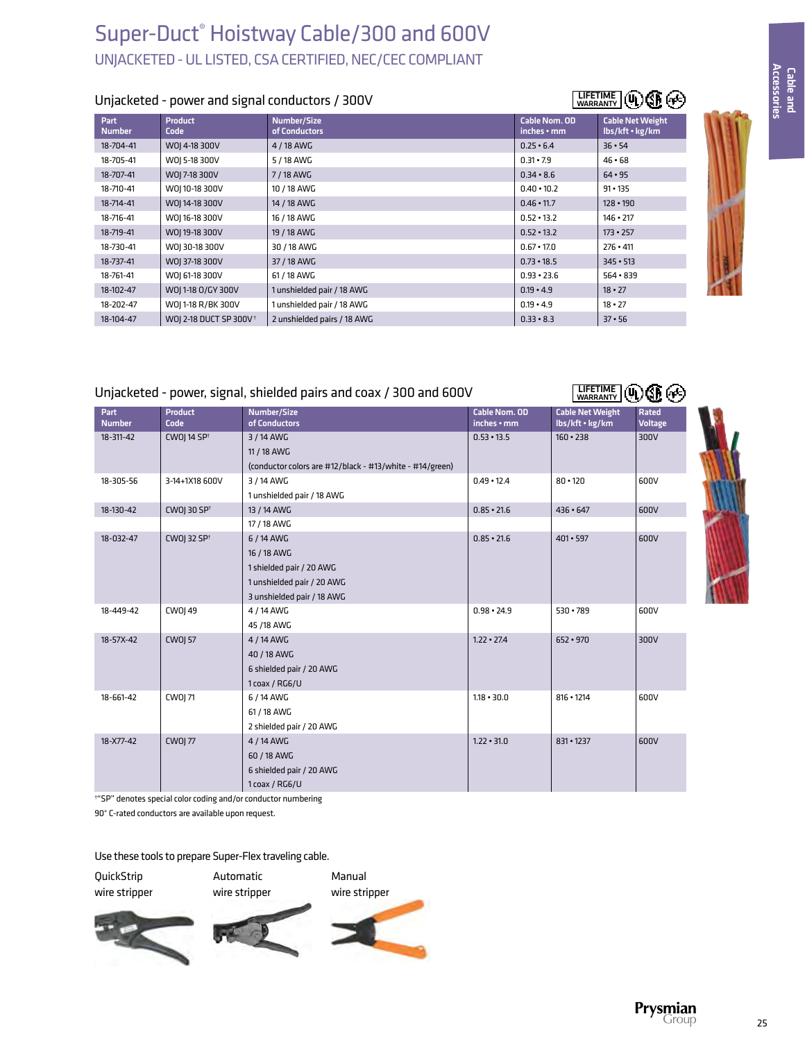# Super-Duct® Hoistway Cable/300 and 600V

## UNJACKETED - UL LISTED, CSA CERTIFIED, NEC/CEC COMPLIANT

### Unjacketed - power and signal conductors / 300V

LIFETIME WARRANTY

| Part Number | Product Code | Number/Size of Conductors | Cable Nom. OD inches • mm | Cable Net Weight lbs/kft • kg/km |
|---|---|---|---|---|
| 18-704-41 | WOJ 4-18 300V | 4 / 18 AWG | 0.25 • 6.4 | 36 • 54 |
| 18-705-41 | WOJ 5-18 300V | 5 / 18 AWG | 0.31 • 7.9 | 46 • 68 |
| 18-707-41 | WOJ 7-18 300V | 7 / 18 AWG | 0.34 • 8.6 | 64 • 95 |
| 18-710-41 | WOJ 10-18 300V | 10 / 18 AWG | 0.40 • 10.2 | 91 • 135 |
| 18-714-41 | WOJ 14-18 300V | 14 / 18 AWG | 0.46 • 11.7 | 128 • 190 |
| 18-716-41 | WOJ 16-18 300V | 16 / 18 AWG | 0.52 • 13.2 | 146 • 217 |
| 18-719-41 | WOJ 19-18 300V | 19 / 18 AWG | 0.52 • 13.2 | 173 • 257 |
| 18-730-41 | WOJ 30-18 300V | 30 / 18 AWG | 0.67 • 17.0 | 276 • 411 |
| 18-737-41 | WOJ 37-18 300V | 37 / 18 AWG | 0.73 • 18.5 | 345 • 513 |
| 18-761-41 | WOJ 61-18 300V | 61 / 18 AWG | 0.93 • 23.6 | 564 • 839 |
| 18-102-47 | WOJ 1-18 O/GY 300V | 1 unshielded pair / 18 AWG | 0.19 • 4.9 | 18 • 27 |
| 18-202-47 | WOJ 1-18 R/BK 300V | 1 unshielded pair / 18 AWG | 0.19 • 4.9 | 18 • 27 |
| 18-104-47 | WOJ 2-18 DUCT SP 300V† | 2 unshielded pairs / 18 AWG | 0.33 • 8.3 | 37 • 56 |

### Unjacketed - power, signal, shielded pairs and coax / 300 and 600V

LIFETIME WARRANTY

| Part Number | Product Code | Number/Size of Conductors | Cable Nom. OD inches • mm | Cable Net Weight lbs/kft • kg/km | Rated Voltage |
|---|---|---|---|---|---|
| 18-311-42 | CWOJ 14 SP† | 3 / 14 AWG | 0.53 • 13.5 | 160 • 238 | 300V |
| | | 11 / 18 AWG | | | |
| | | (conductor colors are #12/black - #13/white - #14/green) | | | |
| 18-305-56 | 3-14+1X18 600V | 3 / 14 AWG | 0.49 • 12.4 | 80 • 120 | 600V |
| | | 1 unshielded pair / 18 AWG | | | |
| 18-130-42 | CWOJ 30 SP† | 13 / 14 AWG | 0.85 • 21.6 | 436 • 647 | 600V |
| | | 17 / 18 AWG | | | |
| 18-032-47 | CWOJ 32 SP† | 6 / 14 AWG | 0.85 • 21.6 | 401 • 597 | 600V |
| | | 16 / 18 AWG | | | |
| | | 1 shielded pair / 20 AWG | | | |
| | | 1 unshielded pair / 20 AWG | | | |
| | | 3 unshielded pair / 18 AWG | | | |
| 18-449-42 | CWOJ 49 | 4 / 14 AWG | 0.98 • 24.9 | 530 • 789 | 600V |
| | | 45 /18 AWG | | | |
| 18-57X-42 | CWOJ 57 | 4 / 14 AWG | 1.22 • 27.4 | 652 • 970 | 300V |
| | | 40 / 18 AWG | | | |
| | | 6 shielded pair / 20 AWG | | | |
| | | 1 coax / RG6/U | | | |
| 18-661-42 | CWOJ 71 | 6 / 14 AWG | 1.18 • 30.0 | 816 • 1214 | 600V |
| | | 61 / 18 AWG | | | |
| | | 2 shielded pair / 20 AWG | | | |
| 18-X77-42 | CWOJ 77 | 4 / 14 AWG | 1.22 • 31.0 | 831 • 1237 | 600V |
| | | 60 / 18 AWG | | | |
| | | 6 shielded pair / 20 AWG | | | |
| | | 1 coax / RG6/U | | | |

†"SP" denotes special color coding and/or conductor numbering

90° C-rated conductors are available upon request.

Use these tools to prepare Super-Flex traveling cable.

QuickStrip wire stripper

Automatic wire stripper

Manual wire stripper